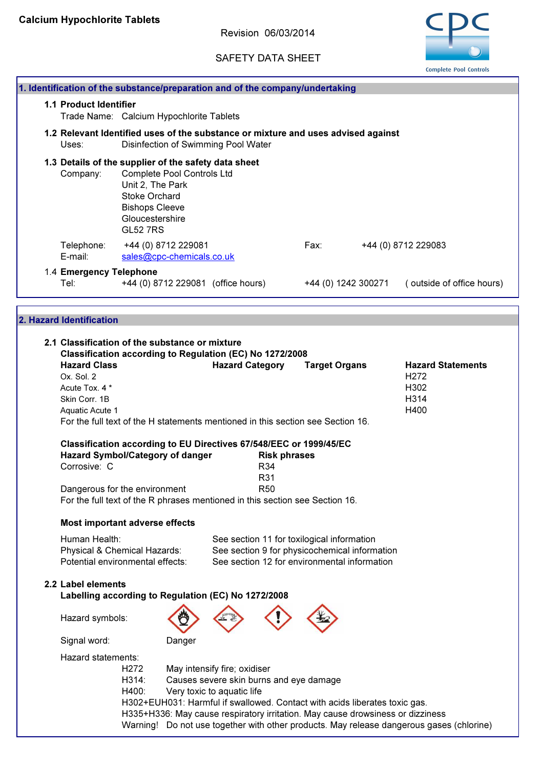**Calcium Hypochlorite Tablets**

Revision 06/03/2014

SAFETY DATA SHEET

## 1. Identification of the substance/preparation and of the company/undertaking

### 1.1 Product Identifier

Trade Name: Calcium Hypochlorite Tablets

### 1.2 Relevant Identified uses of the substance or mixture and uses advised against

Uses: Disinfection of Swimming Pool Water

### 1.3 Details of the supplier of the safety data sheet

Company: Complete Pool Controls Ltd
Unit 2, The Park
Stoke Orchard
Bishops Cleeve
Gloucestershire
GL52 7RS

Telephone: +44 (0) 8712 229081 Fax: +44 (0) 8712 229083
E-mail: sales@cpc-chemicals.co.uk

### 1.4 Emergency Telephone

Tel: +44 (0) 8712 229081 (office hours) +44 (0) 1242 300271 ( outside of office hours)

## 2. Hazard Identification

### 2.1 Classification of the substance or mixture

**Classification according to Regulation (EC) No 1272/2008**

| Hazard Class | Hazard Category | Target Organs | Hazard Statements |
|---|---|---|---|
| Ox. Sol. 2 | | | H272 |
| Acute Tox. 4 * | | | H302 |
| Skin Corr. 1B | | | H314 |
| Aquatic Acute 1 | | | H400 |

For the full text of the H statements mentioned in this section see Section 16.

**Classification according to EU Directives 67/548/EEC or 1999/45/EC**

| Hazard Symbol/Category of danger | Risk phrases |
|---|---|
| Corrosive: C | R34 |
| | R31 |
| Dangerous for the environment | R50 |

For the full text of the R phrases mentioned in this section see Section 16.

**Most important adverse effects**

Human Health: See section 11 for toxilogical information
Physical & Chemical Hazards: See section 9 for physicochemical information
Potential environmental effects: See section 12 for environmental information

### 2.2 Label elements

**Labelling according to Regulation (EC) No 1272/2008**

Hazard symbols:

Signal word: Danger

Hazard statements:

H272 May intensify fire; oxidiser
H314: Causes severe skin burns and eye damage
H400: Very toxic to aquatic life
H302+EUH031: Harmful if swallowed. Contact with acids liberates toxic gas.
H335+H336: May cause respiratory irritation. May cause drowsiness or dizziness
Warning! Do not use together with other products. May release dangerous gases (chlorine)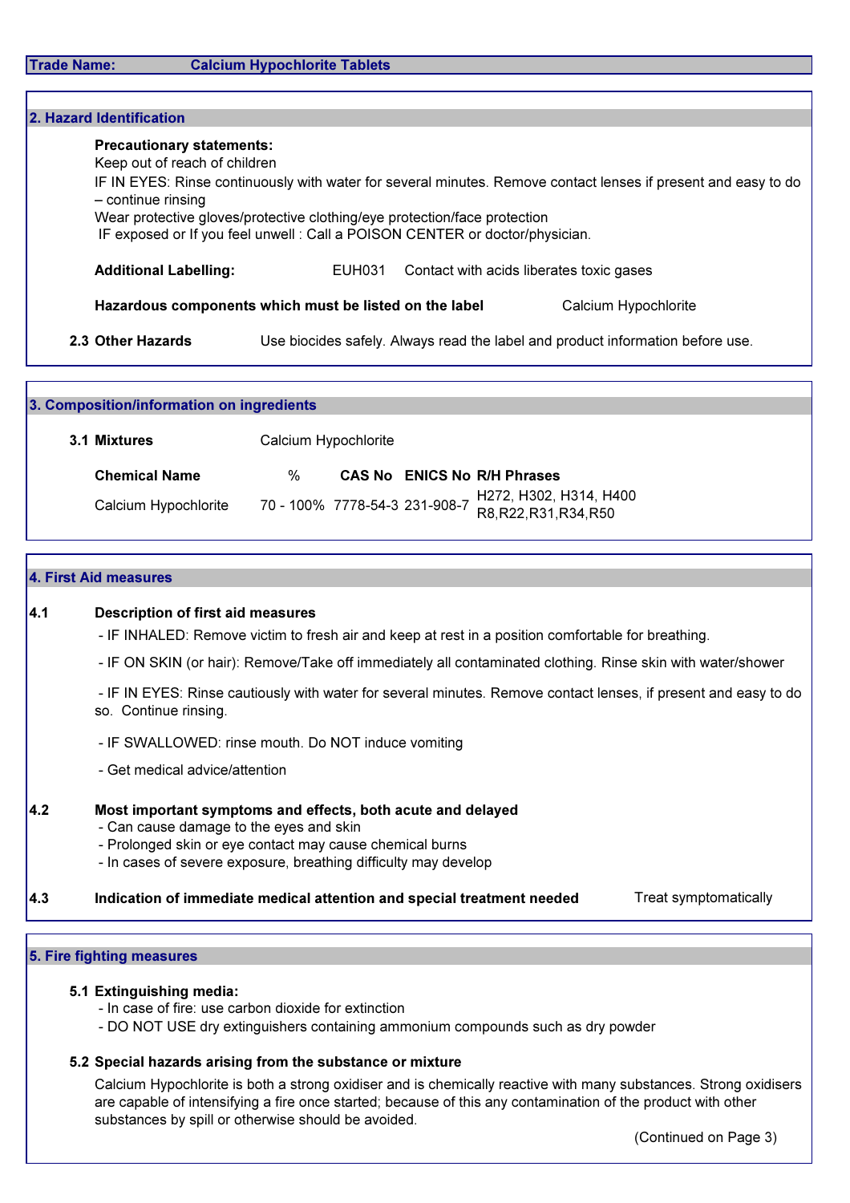**Trade Name:** Calcium Hypochlorite Tablets

## 2. Hazard Identification

**Precautionary statements:**
Keep out of reach of children
IF IN EYES: Rinse continuously with water for several minutes. Remove contact lenses if present and easy to do – continue rinsing
Wear protective gloves/protective clothing/eye protection/face protection
IF exposed or If you feel unwell : Call a POISON CENTER or doctor/physician.

**Additional Labelling:** EUH031 Contact with acids liberates toxic gases

**Hazardous components which must be listed on the label** Calcium Hypochlorite

**2.3 Other Hazards** Use biocides safely. Always read the label and product information before use.

## 3. Composition/information on ingredients

**3.1 Mixtures** Calcium Hypochlorite

| Chemical Name | % | CAS No | ENICS No | R/H Phrases |
|---|---|---|---|---|
| Calcium Hypochlorite | 70 - 100% | 7778-54-3 | 231-908-7 | H272, H302, H314, H400<br>R8,R22,R31,R34,R50 |

## 4. First Aid measures

**4.1 Description of first aid measures**

- IF INHALED: Remove victim to fresh air and keep at rest in a position comfortable for breathing.
- IF ON SKIN (or hair): Remove/Take off immediately all contaminated clothing. Rinse skin with water/shower
- IF IN EYES: Rinse cautiously with water for several minutes. Remove contact lenses, if present and easy to do so. Continue rinsing.
- IF SWALLOWED: rinse mouth. Do NOT induce vomiting
- Get medical advice/attention

**4.2 Most important symptoms and effects, both acute and delayed**

- Can cause damage to the eyes and skin
- Prolonged skin or eye contact may cause chemical burns
- In cases of severe exposure, breathing difficulty may develop

**4.3 Indication of immediate medical attention and special treatment needed** Treat symptomatically

## 5. Fire fighting measures

**5.1 Extinguishing media:**

- In case of fire: use carbon dioxide for extinction
- DO NOT USE dry extinguishers containing ammonium compounds such as dry powder

**5.2 Special hazards arising from the substance or mixture**

Calcium Hypochlorite is both a strong oxidiser and is chemically reactive with many substances. Strong oxidisers are capable of intensifying a fire once started; because of this any contamination of the product with other substances by spill or otherwise should be avoided.

(Continued on Page 3)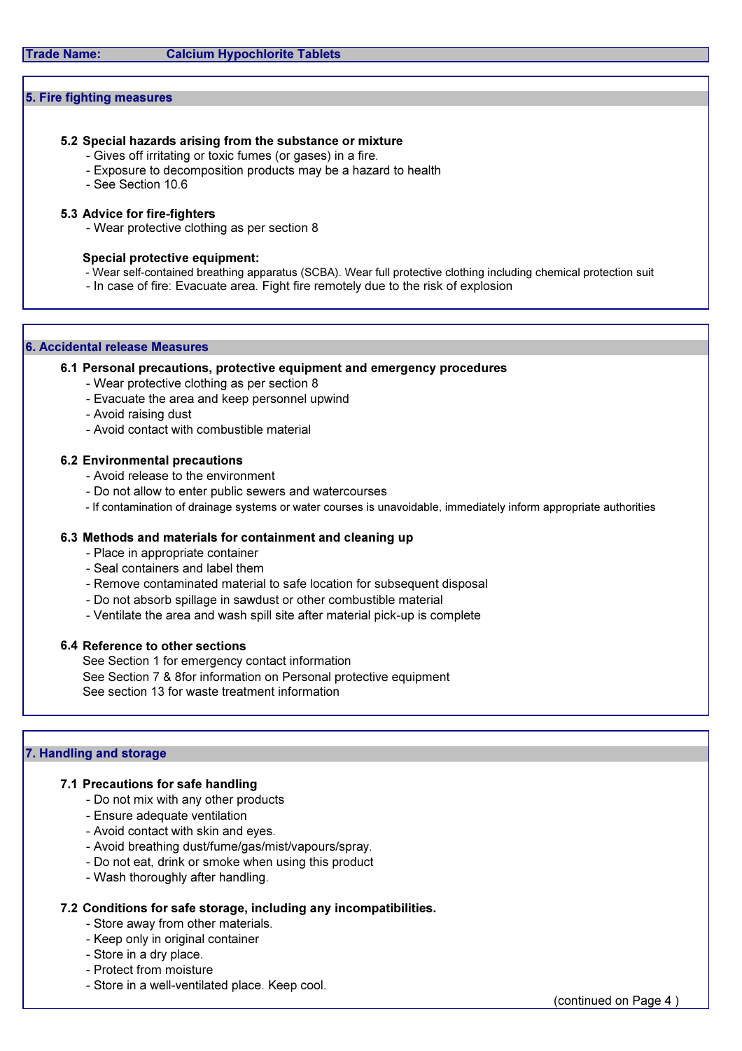**Trade Name:** Calcium Hypochlorite Tablets

## 5. Fire fighting measures

### 5.2 Special hazards arising from the substance or mixture

- Gives off irritating or toxic fumes (or gases) in a fire.
- Exposure to decomposition products may be a hazard to health
- See Section 10.6

### 5.3 Advice for fire-fighters

- Wear protective clothing as per section 8

**Special protective equipment:**

- Wear self-contained breathing apparatus (SCBA). Wear full protective clothing including chemical protection suit
- In case of fire: Evacuate area. Fight fire remotely due to the risk of explosion

## 6. Accidental release Measures

### 6.1 Personal precautions, protective equipment and emergency procedures

- Wear protective clothing as per section 8
- Evacuate the area and keep personnel upwind
- Avoid raising dust
- Avoid contact with combustible material

### 6.2 Environmental precautions

- Avoid release to the environment
- Do not allow to enter public sewers and watercourses
- If contamination of drainage systems or water courses is unavoidable, immediately inform appropriate authorities

### 6.3 Methods and materials for containment and cleaning up

- Place in appropriate container
- Seal containers and label them
- Remove contaminated material to safe location for subsequent disposal
- Do not absorb spillage in sawdust or other combustible material
- Ventilate the area and wash spill site after material pick-up is complete

### 6.4 Reference to other sections

See Section 1 for emergency contact information
See Section 7 & 8for information on Personal protective equipment
See section 13 for waste treatment information

## 7. Handling and storage

### 7.1 Precautions for safe handling

- Do not mix with any other products
- Ensure adequate ventilation
- Avoid contact with skin and eyes.
- Avoid breathing dust/fume/gas/mist/vapours/spray.
- Do not eat, drink or smoke when using this product
- Wash thoroughly after handling.

### 7.2 Conditions for safe storage, including any incompatibilities.

- Store away from other materials.
- Keep only in original container
- Store in a dry place.
- Protect from moisture
- Store in a well-ventilated place. Keep cool.

(continued on Page 4 )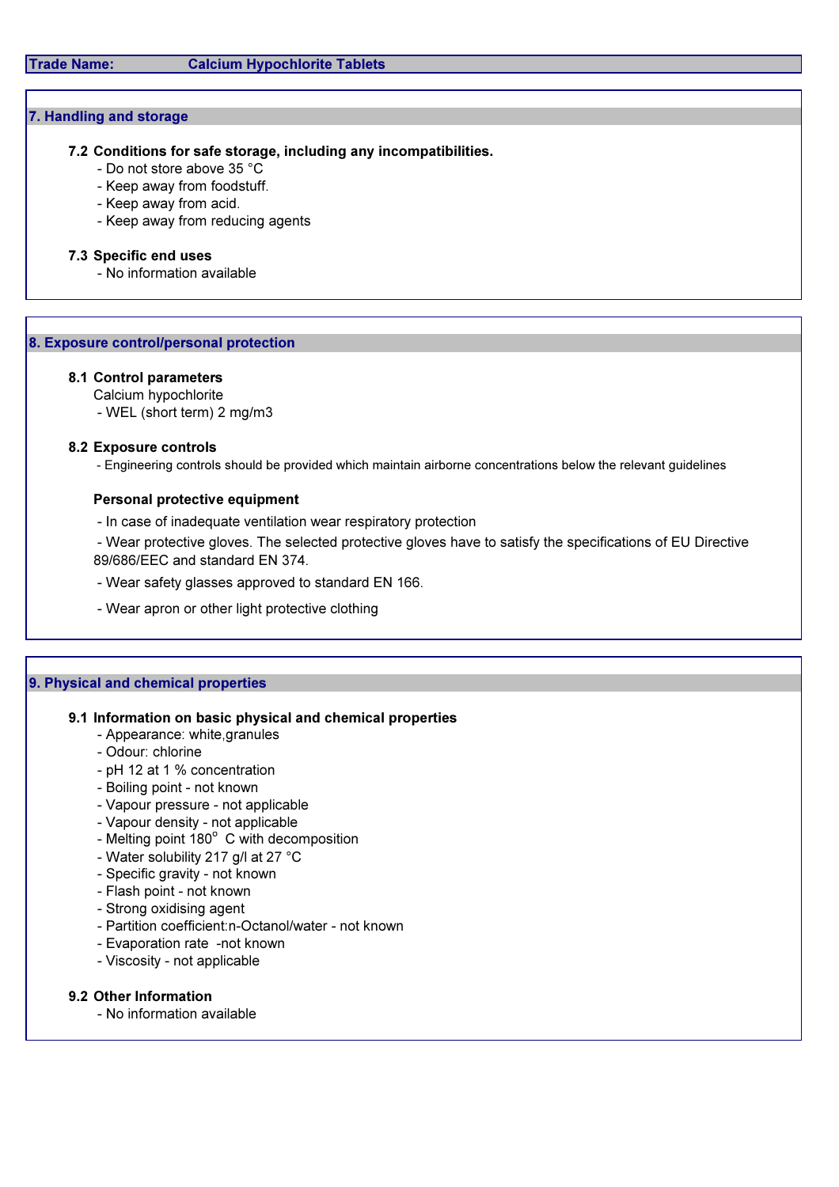**Trade Name:** **Calcium Hypochlorite Tablets**

## 7. Handling and storage

### 7.2 Conditions for safe storage, including any incompatibilities.

- Do not store above 35 °C
- Keep away from foodstuff.
- Keep away from acid.
- Keep away from reducing agents

### 7.3 Specific end uses

- No information available

## 8. Exposure control/personal protection

### 8.1 Control parameters

Calcium hypochlorite

- WEL (short term) 2 mg/m3

### 8.2 Exposure controls

- Engineering controls should be provided which maintain airborne concentrations below the relevant guidelines

**Personal protective equipment**

- In case of inadequate ventilation wear respiratory protection
- Wear protective gloves. The selected protective gloves have to satisfy the specifications of EU Directive 89/686/EEC and standard EN 374.
- Wear safety glasses approved to standard EN 166.
- Wear apron or other light protective clothing

## 9. Physical and chemical properties

### 9.1 Information on basic physical and chemical properties

- Appearance: white,granules
- Odour: chlorine
- pH 12 at 1 % concentration
- Boiling point - not known
- Vapour pressure - not applicable
- Vapour density - not applicable
- Melting point 180° C with decomposition
- Water solubility 217 g/l at 27 °C
- Specific gravity - not known
- Flash point - not known
- Strong oxidising agent
- Partition coefficient:n-Octanol/water - not known
- Evaporation rate -not known
- Viscosity - not applicable

### 9.2 Other Information

- No information available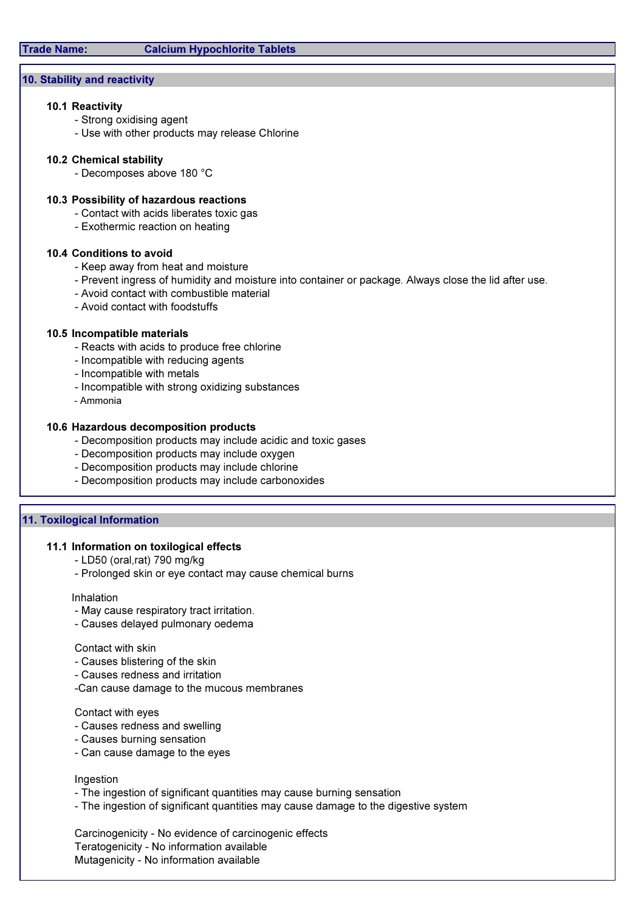**Trade Name:** **Calcium Hypochlorite Tablets**

## 10. Stability and reactivity

### 10.1 Reactivity
- Strong oxidising agent
- Use with other products may release Chlorine

### 10.2 Chemical stability
- Decomposes above 180 °C

### 10.3 Possibility of hazardous reactions
- Contact with acids liberates toxic gas
- Exothermic reaction on heating

### 10.4 Conditions to avoid
- Keep away from heat and moisture
- Prevent ingress of humidity and moisture into container or package. Always close the lid after use.
- Avoid contact with combustible material
- Avoid contact with foodstuffs

### 10.5 Incompatible materials
- Reacts with acids to produce free chlorine
- Incompatible with reducing agents
- Incompatible with metals
- Incompatible with strong oxidizing substances
- Ammonia

### 10.6 Hazardous decomposition products
- Decomposition products may include acidic and toxic gases
- Decomposition products may include oxygen
- Decomposition products may include chlorine
- Decomposition products may include carbonoxides

## 11. Toxilogical Information

### 11.1 Information on toxilogical effects
- LD50 (oral,rat) 790 mg/kg
- Prolonged skin or eye contact may cause chemical burns

Inhalation
- May cause respiratory tract irritation.
- Causes delayed pulmonary oedema

Contact with skin
- Causes blistering of the skin
- Causes redness and irritation
- Can cause damage to the mucous membranes

Contact with eyes
- Causes redness and swelling
- Causes burning sensation
- Can cause damage to the eyes

Ingestion
- The ingestion of significant quantities may cause burning sensation
- The ingestion of significant quantities may cause damage to the digestive system

Carcinogenicity - No evidence of carcinogenic effects
Teratogenicity - No information available
Mutagenicity - No information available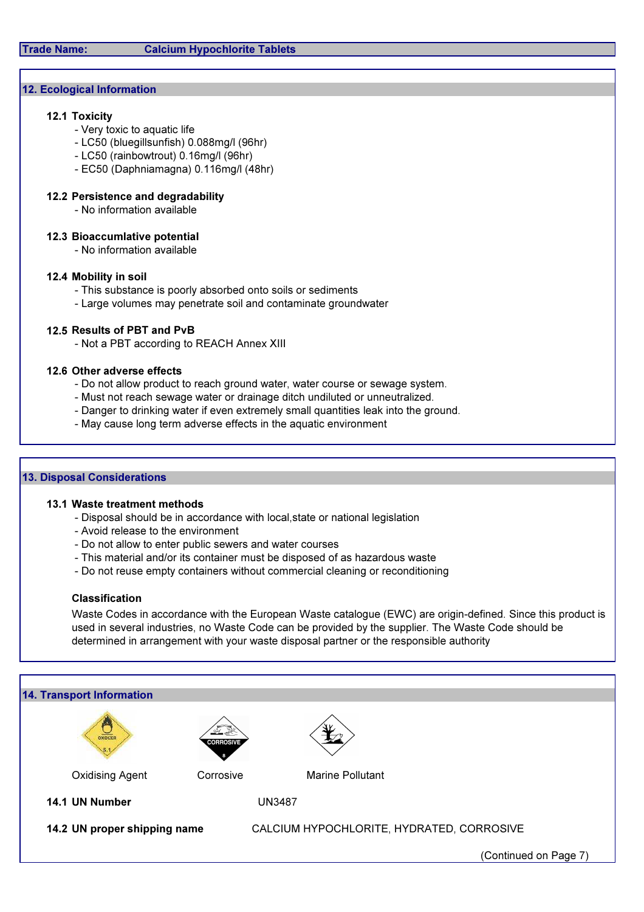**Trade Name:** Calcium Hypochlorite Tablets

## 12. Ecological Information

### 12.1 Toxicity

- Very toxic to aquatic life
- LC50 (bluegillsunfish) 0.088mg/l (96hr)
- LC50 (rainbowtrout) 0.16mg/l (96hr)
- EC50 (Daphniamagna) 0.116mg/l (48hr)

### 12.2 Persistence and degradability

- No information available

### 12.3 Bioaccumlative potential

- No information available

### 12.4 Mobility in soil

- This substance is poorly absorbed onto soils or sediments
- Large volumes may penetrate soil and contaminate groundwater

### 12.5 Results of PBT and PvB

- Not a PBT according to REACH Annex XIII

### 12.6 Other adverse effects

- Do not allow product to reach ground water, water course or sewage system.
- Must not reach sewage water or drainage ditch undiluted or unneutralized.
- Danger to drinking water if even extremely small quantities leak into the ground.
- May cause long term adverse effects in the aquatic environment

## 13. Disposal Considerations

### 13.1 Waste treatment methods

- Disposal should be in accordance with local,state or national legislation
- Avoid release to the environment
- Do not allow to enter public sewers and water courses
- This material and/or its container must be disposed of as hazardous waste
- Do not reuse empty containers without commercial cleaning or reconditioning

**Classification**

Waste Codes in accordance with the European Waste catalogue (EWC) are origin-defined. Since this product is used in several industries, no Waste Code can be provided by the supplier. The Waste Code should be determined in arrangement with your waste disposal partner or the responsible authority

## 14. Transport Information

Oxidising Agent    Corrosive    Marine Pollutant

**14.1 UN Number** UN3487

**14.2 UN proper shipping name** CALCIUM HYPOCHLORITE, HYDRATED, CORROSIVE

(Continued on Page 7)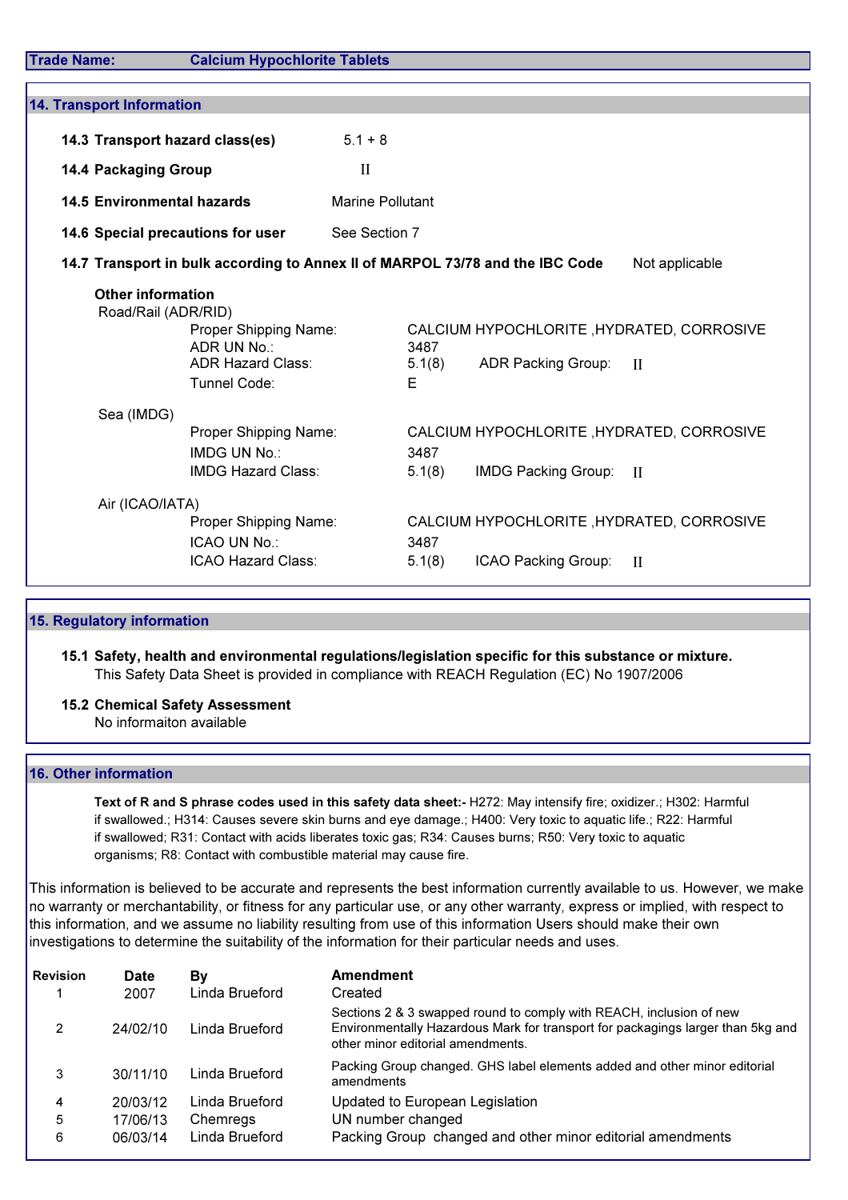**Trade Name:** **Calcium Hypochlorite Tablets**

## 14. Transport Information

**14.3 Transport hazard class(es)** 5.1 + 8

**14.4 Packaging Group** II

**14.5 Environmental hazards** Marine Pollutant

**14.6 Special precautions for user** See Section 7

**14.7 Transport in bulk according to Annex II of MARPOL 73/78 and the IBC Code** Not applicable

**Other information**

Road/Rail (ADR/RID)

| | | | |
|---|---|---|---|
| Proper Shipping Name: | CALCIUM HYPOCHLORITE ,HYDRATED, CORROSIVE | | |
| ADR UN No.: | 3487 | | |
| ADR Hazard Class: | 5.1(8) | ADR Packing Group: | II |
| Tunnel Code: | E | | |

Sea (IMDG)

| | | | |
|---|---|---|---|
| Proper Shipping Name: | CALCIUM HYPOCHLORITE ,HYDRATED, CORROSIVE | | |
| IMDG UN No.: | 3487 | | |
| IMDG Hazard Class: | 5.1(8) | IMDG Packing Group: | II |

Air (ICAO/IATA)

| | | | |
|---|---|---|---|
| Proper Shipping Name: | CALCIUM HYPOCHLORITE ,HYDRATED, CORROSIVE | | |
| ICAO UN No.: | 3487 | | |
| ICAO Hazard Class: | 5.1(8) | ICAO Packing Group: | II |

## 15. Regulatory information

**15.1 Safety, health and environmental regulations/legislation specific for this substance or mixture.**
This Safety Data Sheet is provided in compliance with REACH Regulation (EC) No 1907/2006

**15.2 Chemical Safety Assessment**
No informaiton available

## 16. Other information

**Text of R and S phrase codes used in this safety data sheet:-** H272: May intensify fire; oxidizer.; H302: Harmful if swallowed.; H314: Causes severe skin burns and eye damage.; H400: Very toxic to aquatic life.; R22: Harmful if swallowed; R31: Contact with acids liberates toxic gas; R34: Causes burns; R50: Very toxic to aquatic organisms; R8: Contact with combustible material may cause fire.

This information is believed to be accurate and represents the best information currently available to us. However, we make no warranty or merchantability, or fitness for any particular use, or any other warranty, express or implied, with respect to this information, and we assume no liability resulting from use of this information Users should make their own investigations to determine the suitability of the information for their particular needs and uses.

| Revision | Date | By | Amendment |
|---|---|---|---|
| 1 | 2007 | Linda Brueford | Created |
| 2 | 24/02/10 | Linda Brueford | Sections 2 & 3 swapped round to comply with REACH, inclusion of new Environmentally Hazardous Mark for transport for packagings larger than 5kg and other minor editorial amendments. |
| 3 | 30/11/10 | Linda Brueford | Packing Group changed. GHS label elements added and other minor editorial amendments |
| 4 | 20/03/12 | Linda Brueford | Updated to European Legislation |
| 5 | 17/06/13 | Chemregs | UN number changed |
| 6 | 06/03/14 | Linda Brueford | Packing Group changed and other minor editorial amendments |